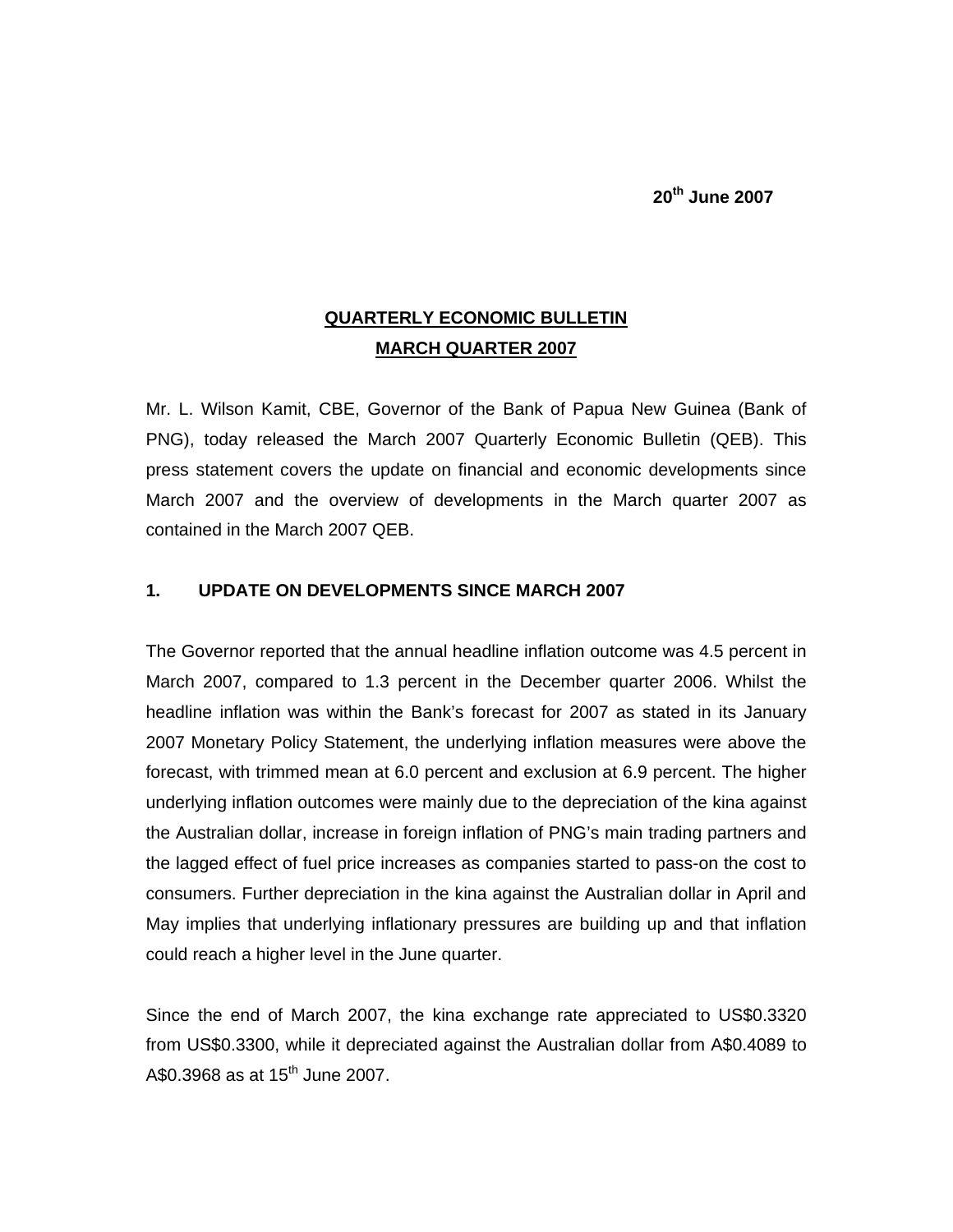20th June 2007

## QUARTERLY ECONOMIC BULLETIN
## MARCH QUARTER 2007

Mr. L. Wilson Kamit, CBE, Governor of the Bank of Papua New Guinea (Bank of PNG), today released the March 2007 Quarterly Economic Bulletin (QEB). This press statement covers the update on financial and economic developments since March 2007 and the overview of developments in the March quarter 2007 as contained in the March 2007 QEB.

### 1. UPDATE ON DEVELOPMENTS SINCE MARCH 2007

The Governor reported that the annual headline inflation outcome was 4.5 percent in March 2007, compared to 1.3 percent in the December quarter 2006. Whilst the headline inflation was within the Bank's forecast for 2007 as stated in its January 2007 Monetary Policy Statement, the underlying inflation measures were above the forecast, with trimmed mean at 6.0 percent and exclusion at 6.9 percent. The higher underlying inflation outcomes were mainly due to the depreciation of the kina against the Australian dollar, increase in foreign inflation of PNG's main trading partners and the lagged effect of fuel price increases as companies started to pass-on the cost to consumers. Further depreciation in the kina against the Australian dollar in April and May implies that underlying inflationary pressures are building up and that inflation could reach a higher level in the June quarter.

Since the end of March 2007, the kina exchange rate appreciated to US$0.3320 from US$0.3300, while it depreciated against the Australian dollar from A$0.4089 to A$0.3968 as at 15th June 2007.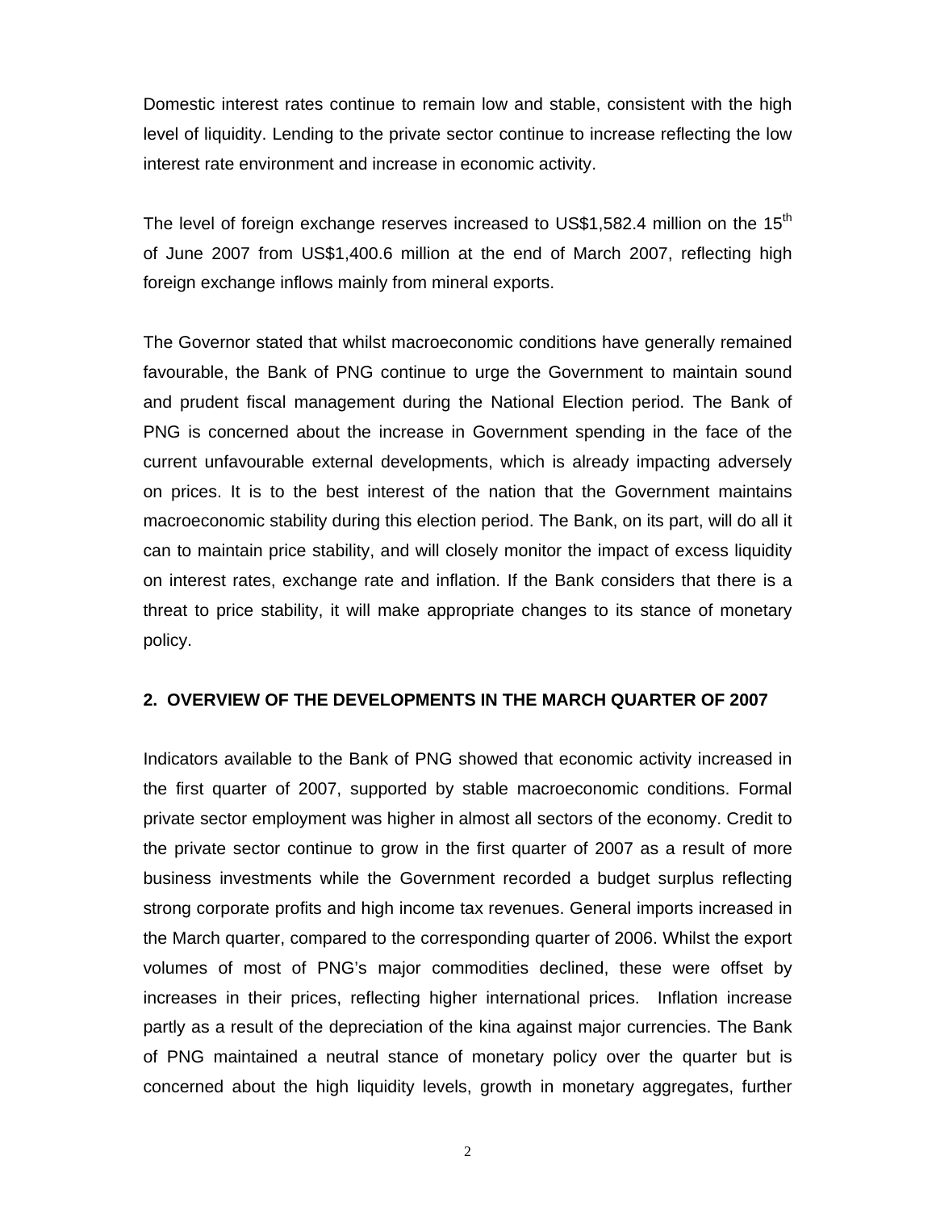Domestic interest rates continue to remain low and stable, consistent with the high level of liquidity. Lending to the private sector continue to increase reflecting the low interest rate environment and increase in economic activity.

The level of foreign exchange reserves increased to US$1,582.4 million on the 15th of June 2007 from US$1,400.6 million at the end of March 2007, reflecting high foreign exchange inflows mainly from mineral exports.

The Governor stated that whilst macroeconomic conditions have generally remained favourable, the Bank of PNG continue to urge the Government to maintain sound and prudent fiscal management during the National Election period. The Bank of PNG is concerned about the increase in Government spending in the face of the current unfavourable external developments, which is already impacting adversely on prices. It is to the best interest of the nation that the Government maintains macroeconomic stability during this election period. The Bank, on its part, will do all it can to maintain price stability, and will closely monitor the impact of excess liquidity on interest rates, exchange rate and inflation. If the Bank considers that there is a threat to price stability, it will make appropriate changes to its stance of monetary policy.

## 2. OVERVIEW OF THE DEVELOPMENTS IN THE MARCH QUARTER OF 2007

Indicators available to the Bank of PNG showed that economic activity increased in the first quarter of 2007, supported by stable macroeconomic conditions. Formal private sector employment was higher in almost all sectors of the economy. Credit to the private sector continue to grow in the first quarter of 2007 as a result of more business investments while the Government recorded a budget surplus reflecting strong corporate profits and high income tax revenues. General imports increased in the March quarter, compared to the corresponding quarter of 2006. Whilst the export volumes of most of PNG's major commodities declined, these were offset by increases in their prices, reflecting higher international prices. Inflation increase partly as a result of the depreciation of the kina against major currencies. The Bank of PNG maintained a neutral stance of monetary policy over the quarter but is concerned about the high liquidity levels, growth in monetary aggregates, further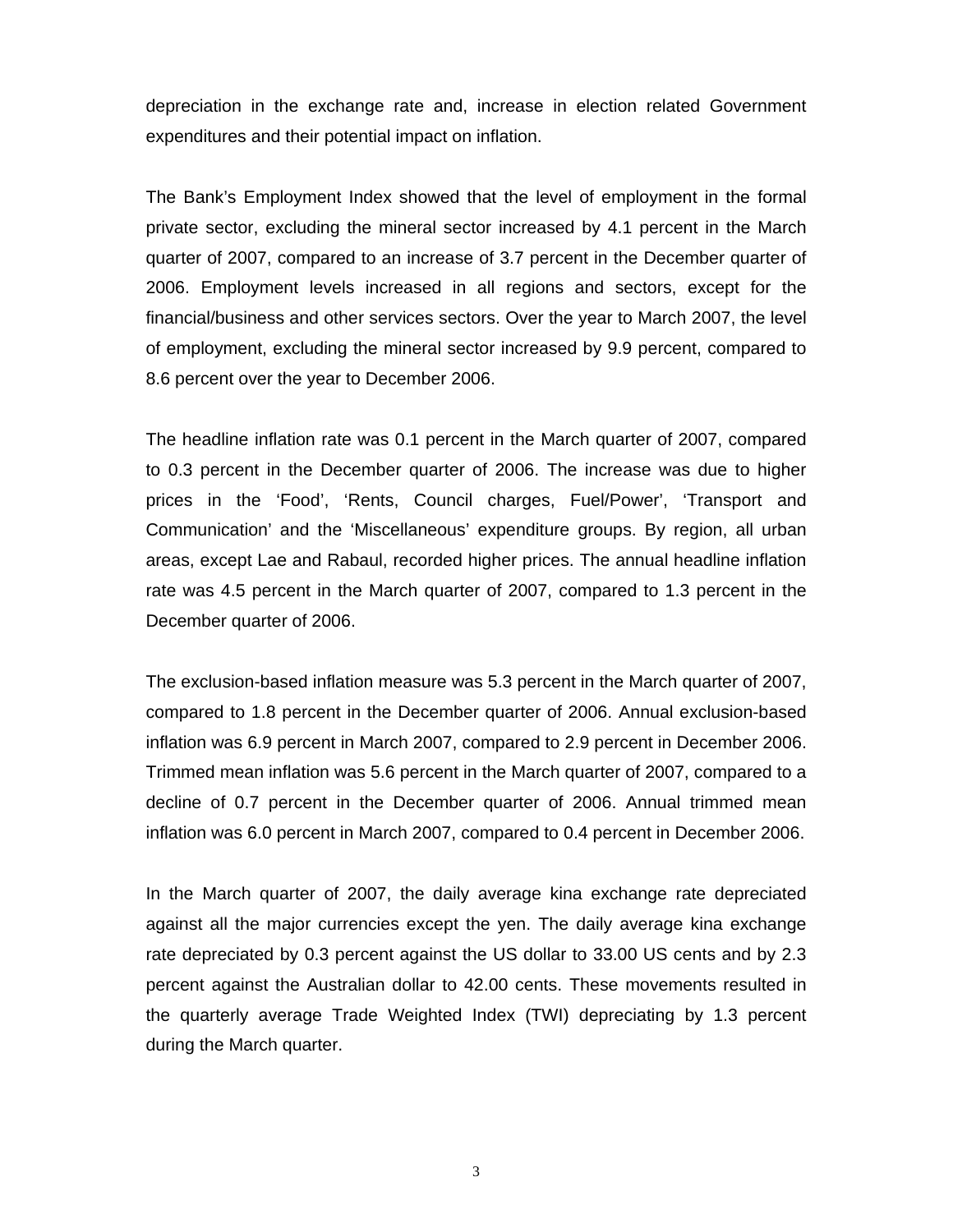depreciation in the exchange rate and, increase in election related Government expenditures and their potential impact on inflation.

The Bank's Employment Index showed that the level of employment in the formal private sector, excluding the mineral sector increased by 4.1 percent in the March quarter of 2007, compared to an increase of 3.7 percent in the December quarter of 2006. Employment levels increased in all regions and sectors, except for the financial/business and other services sectors. Over the year to March 2007, the level of employment, excluding the mineral sector increased by 9.9 percent, compared to 8.6 percent over the year to December 2006.

The headline inflation rate was 0.1 percent in the March quarter of 2007, compared to 0.3 percent in the December quarter of 2006. The increase was due to higher prices in the 'Food', 'Rents, Council charges, Fuel/Power', 'Transport and Communication' and the 'Miscellaneous' expenditure groups. By region, all urban areas, except Lae and Rabaul, recorded higher prices. The annual headline inflation rate was 4.5 percent in the March quarter of 2007, compared to 1.3 percent in the December quarter of 2006.

The exclusion-based inflation measure was 5.3 percent in the March quarter of 2007, compared to 1.8 percent in the December quarter of 2006. Annual exclusion-based inflation was 6.9 percent in March 2007, compared to 2.9 percent in December 2006. Trimmed mean inflation was 5.6 percent in the March quarter of 2007, compared to a decline of 0.7 percent in the December quarter of 2006. Annual trimmed mean inflation was 6.0 percent in March 2007, compared to 0.4 percent in December 2006.

In the March quarter of 2007, the daily average kina exchange rate depreciated against all the major currencies except the yen. The daily average kina exchange rate depreciated by 0.3 percent against the US dollar to 33.00 US cents and by 2.3 percent against the Australian dollar to 42.00 cents. These movements resulted in the quarterly average Trade Weighted Index (TWI) depreciating by 1.3 percent during the March quarter.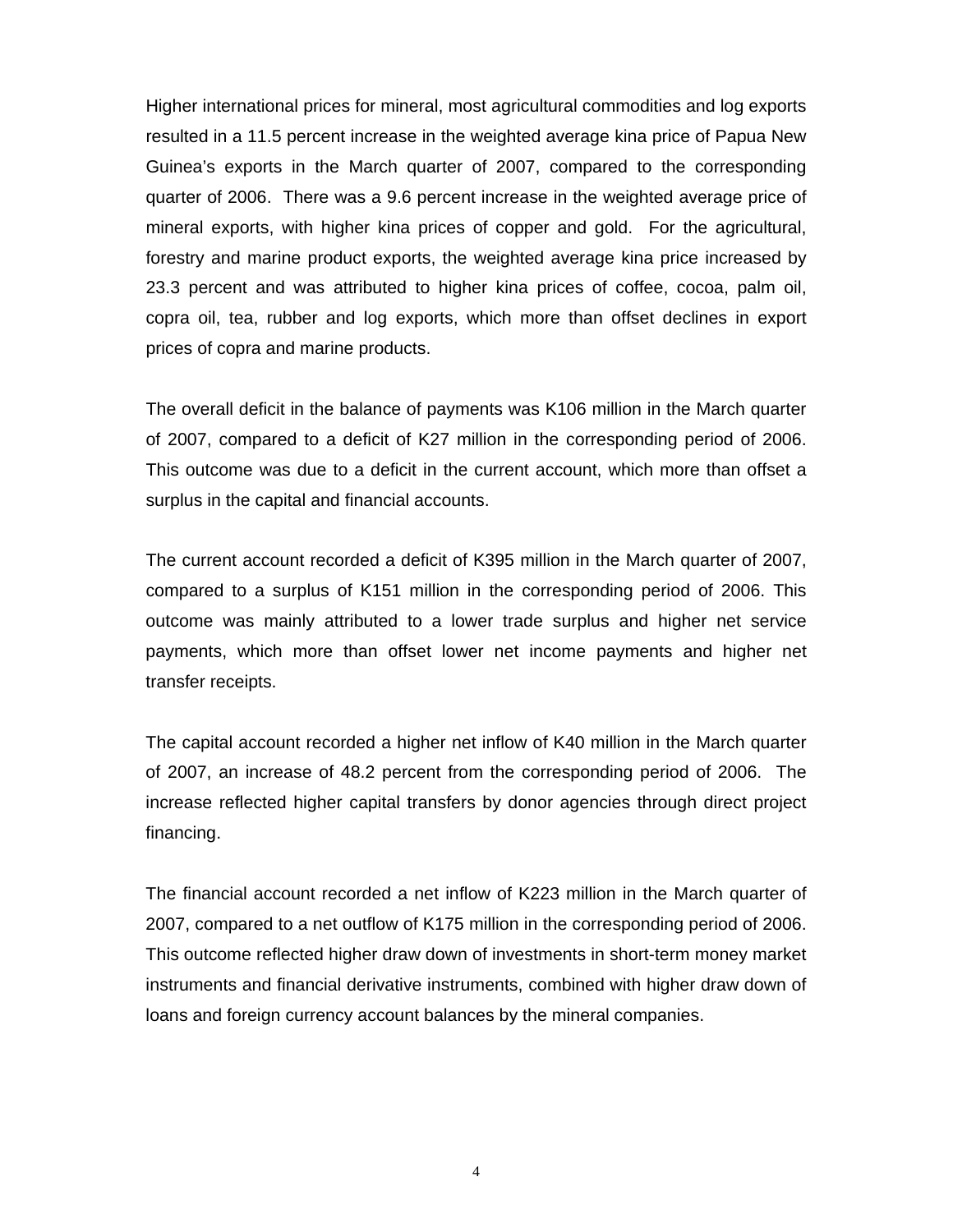Higher international prices for mineral, most agricultural commodities and log exports resulted in a 11.5 percent increase in the weighted average kina price of Papua New Guinea's exports in the March quarter of 2007, compared to the corresponding quarter of 2006. There was a 9.6 percent increase in the weighted average price of mineral exports, with higher kina prices of copper and gold. For the agricultural, forestry and marine product exports, the weighted average kina price increased by 23.3 percent and was attributed to higher kina prices of coffee, cocoa, palm oil, copra oil, tea, rubber and log exports, which more than offset declines in export prices of copra and marine products.

The overall deficit in the balance of payments was K106 million in the March quarter of 2007, compared to a deficit of K27 million in the corresponding period of 2006. This outcome was due to a deficit in the current account, which more than offset a surplus in the capital and financial accounts.

The current account recorded a deficit of K395 million in the March quarter of 2007, compared to a surplus of K151 million in the corresponding period of 2006. This outcome was mainly attributed to a lower trade surplus and higher net service payments, which more than offset lower net income payments and higher net transfer receipts.

The capital account recorded a higher net inflow of K40 million in the March quarter of 2007, an increase of 48.2 percent from the corresponding period of 2006. The increase reflected higher capital transfers by donor agencies through direct project financing.

The financial account recorded a net inflow of K223 million in the March quarter of 2007, compared to a net outflow of K175 million in the corresponding period of 2006. This outcome reflected higher draw down of investments in short-term money market instruments and financial derivative instruments, combined with higher draw down of loans and foreign currency account balances by the mineral companies.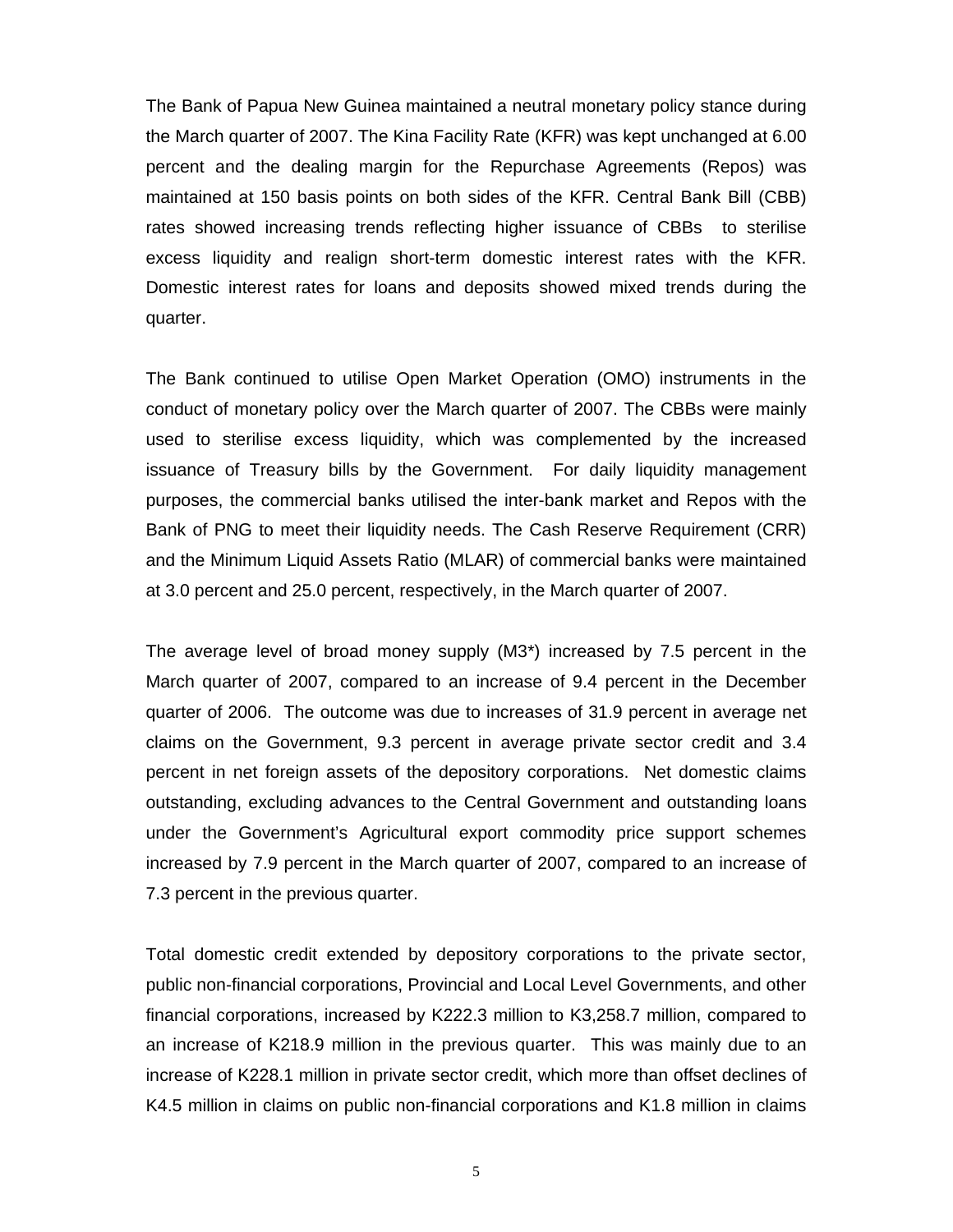The Bank of Papua New Guinea maintained a neutral monetary policy stance during the March quarter of 2007. The Kina Facility Rate (KFR) was kept unchanged at 6.00 percent and the dealing margin for the Repurchase Agreements (Repos) was maintained at 150 basis points on both sides of the KFR. Central Bank Bill (CBB) rates showed increasing trends reflecting higher issuance of CBBs to sterilise excess liquidity and realign short-term domestic interest rates with the KFR. Domestic interest rates for loans and deposits showed mixed trends during the quarter.

The Bank continued to utilise Open Market Operation (OMO) instruments in the conduct of monetary policy over the March quarter of 2007. The CBBs were mainly used to sterilise excess liquidity, which was complemented by the increased issuance of Treasury bills by the Government. For daily liquidity management purposes, the commercial banks utilised the inter-bank market and Repos with the Bank of PNG to meet their liquidity needs. The Cash Reserve Requirement (CRR) and the Minimum Liquid Assets Ratio (MLAR) of commercial banks were maintained at 3.0 percent and 25.0 percent, respectively, in the March quarter of 2007.

The average level of broad money supply (M3*) increased by 7.5 percent in the March quarter of 2007, compared to an increase of 9.4 percent in the December quarter of 2006. The outcome was due to increases of 31.9 percent in average net claims on the Government, 9.3 percent in average private sector credit and 3.4 percent in net foreign assets of the depository corporations. Net domestic claims outstanding, excluding advances to the Central Government and outstanding loans under the Government's Agricultural export commodity price support schemes increased by 7.9 percent in the March quarter of 2007, compared to an increase of 7.3 percent in the previous quarter.

Total domestic credit extended by depository corporations to the private sector, public non-financial corporations, Provincial and Local Level Governments, and other financial corporations, increased by K222.3 million to K3,258.7 million, compared to an increase of K218.9 million in the previous quarter. This was mainly due to an increase of K228.1 million in private sector credit, which more than offset declines of K4.5 million in claims on public non-financial corporations and K1.8 million in claims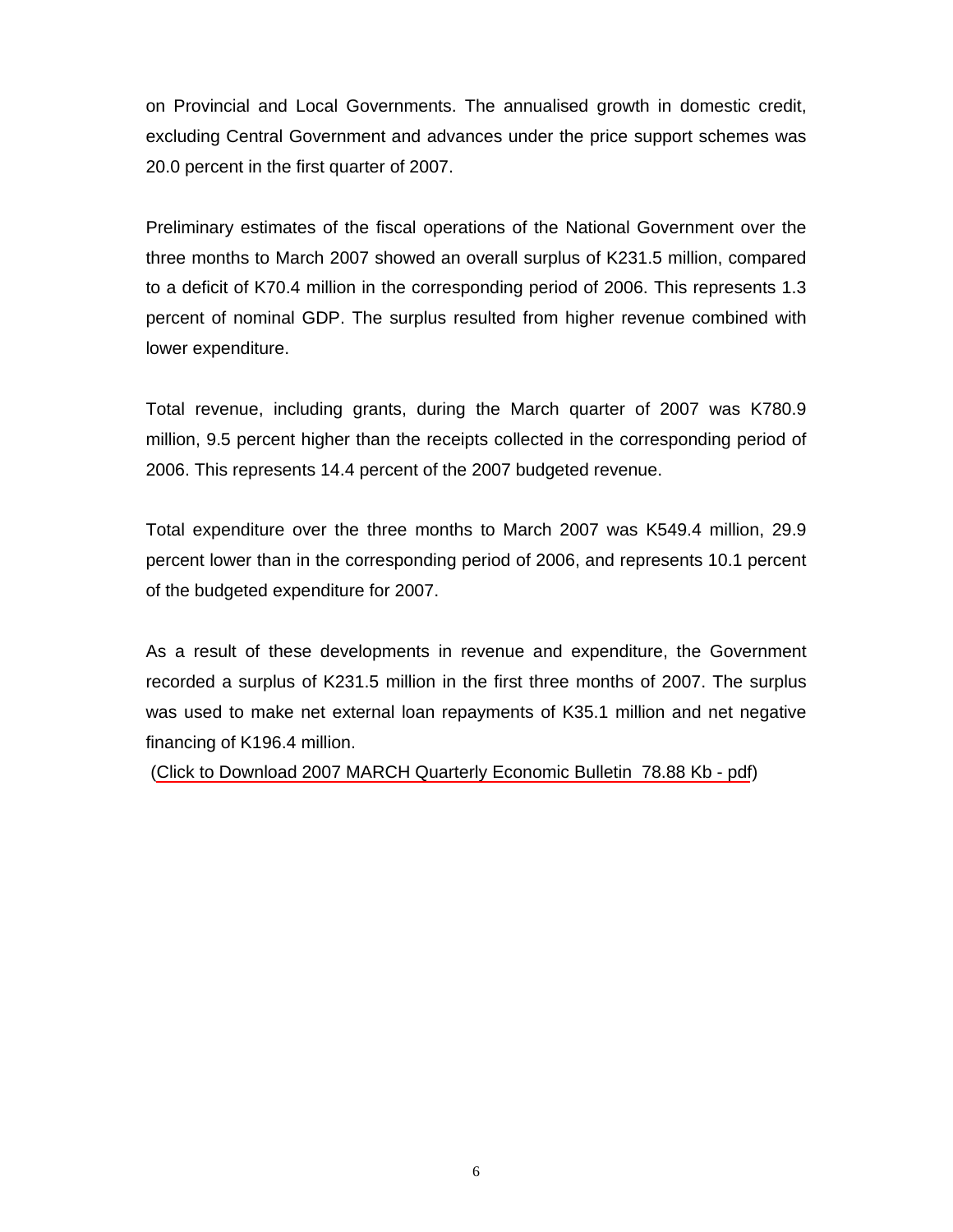on Provincial and Local Governments. The annualised growth in domestic credit, excluding Central Government and advances under the price support schemes was 20.0 percent in the first quarter of 2007.

Preliminary estimates of the fiscal operations of the National Government over the three months to March 2007 showed an overall surplus of K231.5 million, compared to a deficit of K70.4 million in the corresponding period of 2006. This represents 1.3 percent of nominal GDP. The surplus resulted from higher revenue combined with lower expenditure.

Total revenue, including grants, during the March quarter of 2007 was K780.9 million, 9.5 percent higher than the receipts collected in the corresponding period of 2006. This represents 14.4 percent of the 2007 budgeted revenue.

Total expenditure over the three months to March 2007 was K549.4 million, 29.9 percent lower than in the corresponding period of 2006, and represents 10.1 percent of the budgeted expenditure for 2007.

As a result of these developments in revenue and expenditure, the Government recorded a surplus of K231.5 million in the first three months of 2007. The surplus was used to make net external loan repayments of K35.1 million and net negative financing of K196.4 million.

(Click to Download 2007 MARCH Quarterly Economic Bulletin 78.88 Kb - pdf)